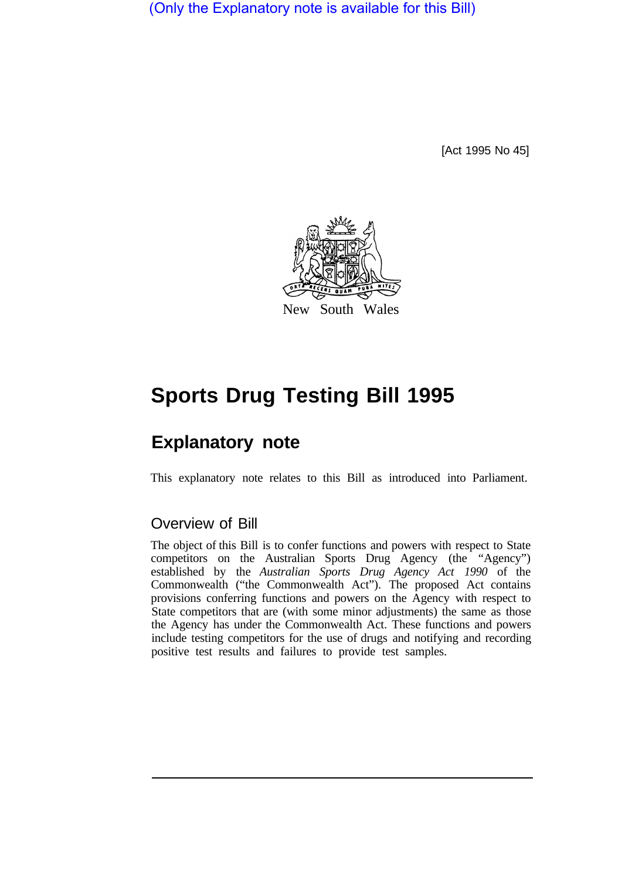(Only the Explanatory note is available for this Bill)

[Act 1995 No 45]

New South Wales

# Sports Drug Testing Bill 1995

## Explanatory note

This explanatory note relates to this Bill as introduced into Parliament.

### Overview of Bill

The object of this Bill is to confer functions and powers with respect to State competitors on the Australian Sports Drug Agency (the "Agency") established by the *Australian Sports Drug Agency Act 1990* of the Commonwealth ("the Commonwealth Act"). The proposed Act contains provisions conferring functions and powers on the Agency with respect to State competitors that are (with some minor adjustments) the same as those the Agency has under the Commonwealth Act. These functions and powers include testing competitors for the use of drugs and notifying and recording positive test results and failures to provide test samples.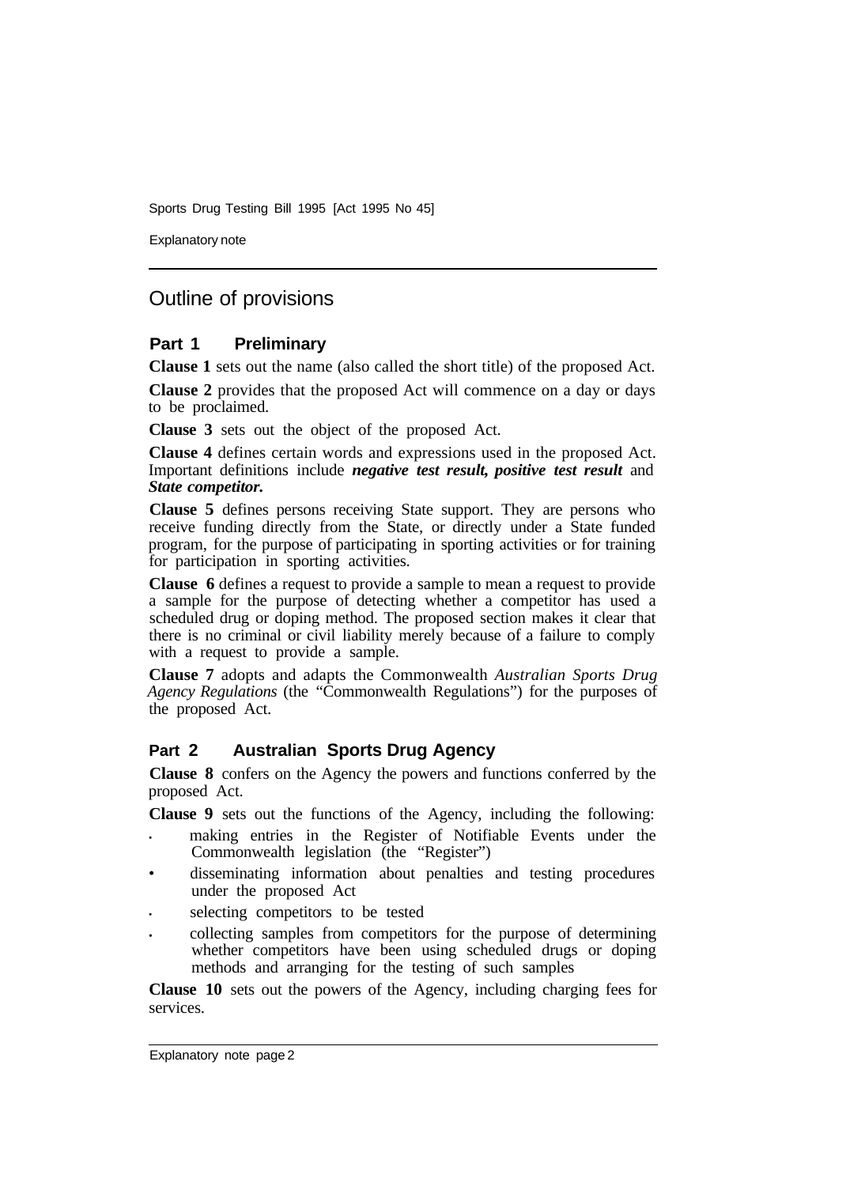## Outline of provisions

### Part 1 Preliminary

**Clause 1** sets out the name (also called the short title) of the proposed Act.

**Clause 2** provides that the proposed Act will commence on a day or days to be proclaimed.

**Clause 3** sets out the object of the proposed Act.

**Clause 4** defines certain words and expressions used in the proposed Act. Important definitions include ***negative test result, positive test result*** and ***State competitor.***

**Clause 5** defines persons receiving State support. They are persons who receive funding directly from the State, or directly under a State funded program, for the purpose of participating in sporting activities or for training for participation in sporting activities.

**Clause 6** defines a request to provide a sample to mean a request to provide a sample for the purpose of detecting whether a competitor has used a scheduled drug or doping method. The proposed section makes it clear that there is no criminal or civil liability merely because of a failure to comply with a request to provide a sample.

**Clause 7** adopts and adapts the Commonwealth *Australian Sports Drug Agency Regulations* (the "Commonwealth Regulations") for the purposes of the proposed Act.

### Part 2 Australian Sports Drug Agency

**Clause 8** confers on the Agency the powers and functions conferred by the proposed Act.

**Clause 9** sets out the functions of the Agency, including the following:

- making entries in the Register of Notifiable Events under the Commonwealth legislation (the "Register")
- disseminating information about penalties and testing procedures under the proposed Act
- selecting competitors to be tested
- collecting samples from competitors for the purpose of determining whether competitors have been using scheduled drugs or doping methods and arranging for the testing of such samples

**Clause 10** sets out the powers of the Agency, including charging fees for services.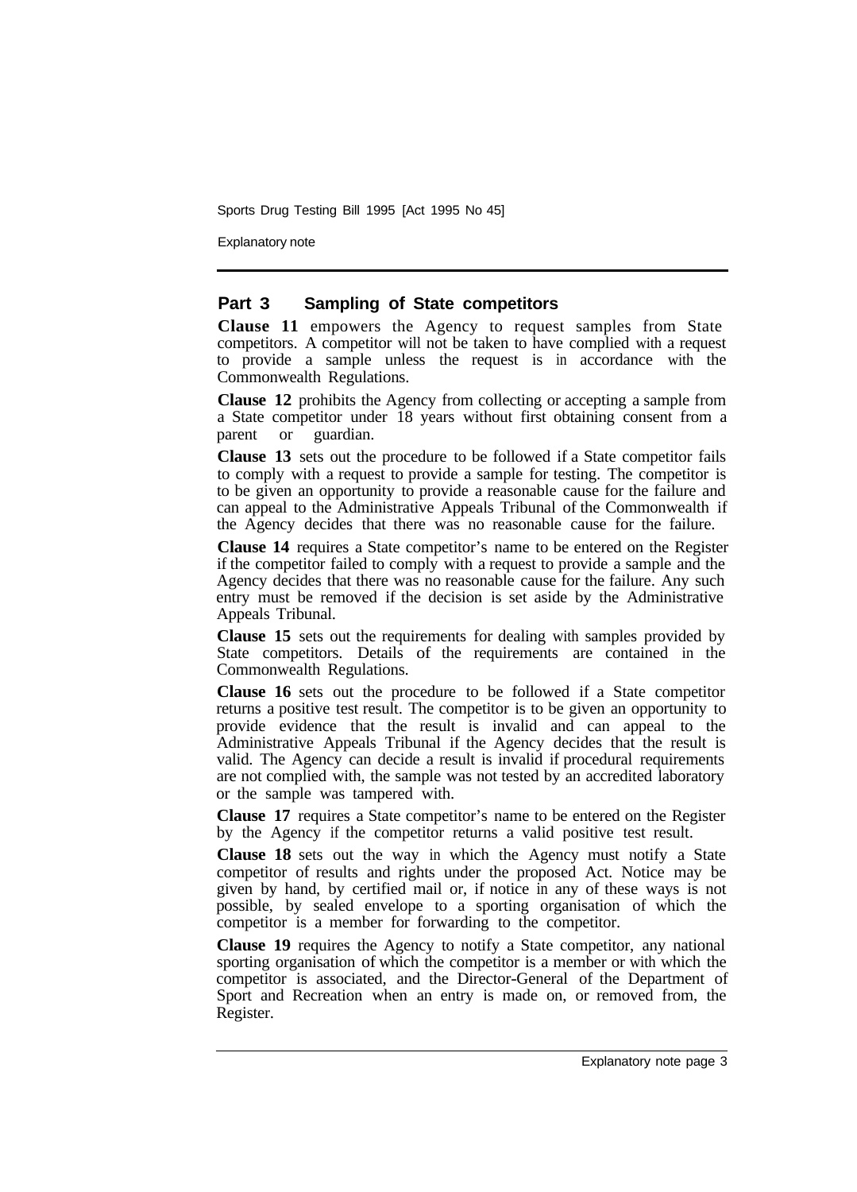## Part 3 Sampling of State competitors

**Clause 11** empowers the Agency to request samples from State competitors. A competitor will not be taken to have complied with a request to provide a sample unless the request is in accordance with the Commonwealth Regulations.

**Clause 12** prohibits the Agency from collecting or accepting a sample from a State competitor under 18 years without first obtaining consent from a parent or guardian.

**Clause 13** sets out the procedure to be followed if a State competitor fails to comply with a request to provide a sample for testing. The competitor is to be given an opportunity to provide a reasonable cause for the failure and can appeal to the Administrative Appeals Tribunal of the Commonwealth if the Agency decides that there was no reasonable cause for the failure.

**Clause 14** requires a State competitor's name to be entered on the Register if the competitor failed to comply with a request to provide a sample and the Agency decides that there was no reasonable cause for the failure. Any such entry must be removed if the decision is set aside by the Administrative Appeals Tribunal.

**Clause 15** sets out the requirements for dealing with samples provided by State competitors. Details of the requirements are contained in the Commonwealth Regulations.

**Clause 16** sets out the procedure to be followed if a State competitor returns a positive test result. The competitor is to be given an opportunity to provide evidence that the result is invalid and can appeal to the Administrative Appeals Tribunal if the Agency decides that the result is valid. The Agency can decide a result is invalid if procedural requirements are not complied with, the sample was not tested by an accredited laboratory or the sample was tampered with.

**Clause 17** requires a State competitor's name to be entered on the Register by the Agency if the competitor returns a valid positive test result.

**Clause 18** sets out the way in which the Agency must notify a State competitor of results and rights under the proposed Act. Notice may be given by hand, by certified mail or, if notice in any of these ways is not possible, by sealed envelope to a sporting organisation of which the competitor is a member for forwarding to the competitor.

**Clause 19** requires the Agency to notify a State competitor, any national sporting organisation of which the competitor is a member or with which the competitor is associated, and the Director-General of the Department of Sport and Recreation when an entry is made on, or removed from, the Register.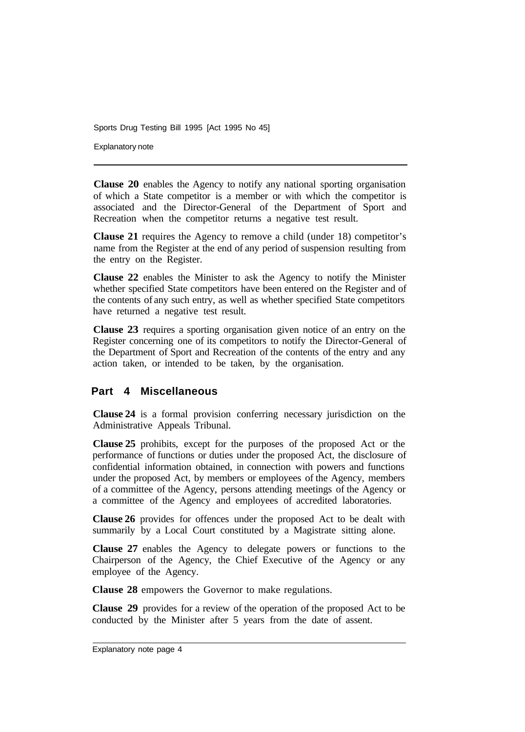**Clause 20** enables the Agency to notify any national sporting organisation of which a State competitor is a member or with which the competitor is associated and the Director-General of the Department of Sport and Recreation when the competitor returns a negative test result.

**Clause 21** requires the Agency to remove a child (under 18) competitor's name from the Register at the end of any period of suspension resulting from the entry on the Register.

**Clause 22** enables the Minister to ask the Agency to notify the Minister whether specified State competitors have been entered on the Register and of the contents of any such entry, as well as whether specified State competitors have returned a negative test result.

**Clause 23** requires a sporting organisation given notice of an entry on the Register concerning one of its competitors to notify the Director-General of the Department of Sport and Recreation of the contents of the entry and any action taken, or intended to be taken, by the organisation.

## Part 4 Miscellaneous

**Clause 24** is a formal provision conferring necessary jurisdiction on the Administrative Appeals Tribunal.

**Clause 25** prohibits, except for the purposes of the proposed Act or the performance of functions or duties under the proposed Act, the disclosure of confidential information obtained, in connection with powers and functions under the proposed Act, by members or employees of the Agency, members of a committee of the Agency, persons attending meetings of the Agency or a committee of the Agency and employees of accredited laboratories.

**Clause 26** provides for offences under the proposed Act to be dealt with summarily by a Local Court constituted by a Magistrate sitting alone.

**Clause 27** enables the Agency to delegate powers or functions to the Chairperson of the Agency, the Chief Executive of the Agency or any employee of the Agency.

**Clause 28** empowers the Governor to make regulations.

**Clause 29** provides for a review of the operation of the proposed Act to be conducted by the Minister after 5 years from the date of assent.